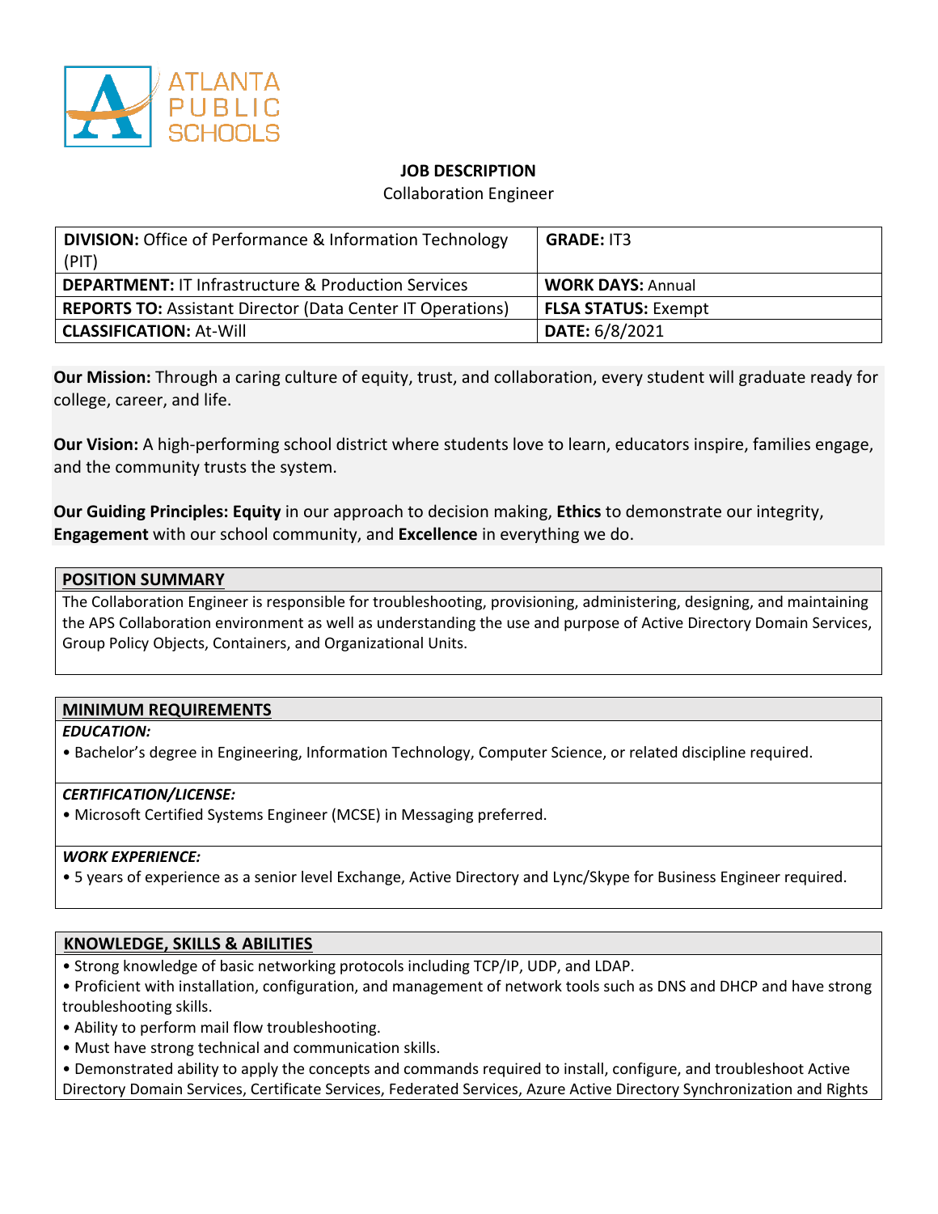**JOB DESCRIPTION**

Collaboration Engineer

| **DIVISION:** Office of Performance & Information Technology (PIT) | **GRADE:** IT3 |
|---|---|
| **DEPARTMENT:** IT Infrastructure & Production Services | **WORK DAYS:** Annual |
| **REPORTS TO:** Assistant Director (Data Center IT Operations) | **FLSA STATUS:** Exempt |
| **CLASSIFICATION:** At-Will | **DATE:** 6/8/2021 |

**Our Mission:** Through a caring culture of equity, trust, and collaboration, every student will graduate ready for college, career, and life.

**Our Vision:** A high-performing school district where students love to learn, educators inspire, families engage, and the community trusts the system.

**Our Guiding Principles: Equity** in our approach to decision making, **Ethics** to demonstrate our integrity, **Engagement** with our school community, and **Excellence** in everything we do.

## POSITION SUMMARY

The Collaboration Engineer is responsible for troubleshooting, provisioning, administering, designing, and maintaining the APS Collaboration environment as well as understanding the use and purpose of Active Directory Domain Services, Group Policy Objects, Containers, and Organizational Units.

## MINIMUM REQUIREMENTS

***EDUCATION:***

- Bachelor's degree in Engineering, Information Technology, Computer Science, or related discipline required.

***CERTIFICATION/LICENSE:***

- Microsoft Certified Systems Engineer (MCSE) in Messaging preferred.

***WORK EXPERIENCE:***

- 5 years of experience as a senior level Exchange, Active Directory and Lync/Skype for Business Engineer required.

## KNOWLEDGE, SKILLS & ABILITIES

- Strong knowledge of basic networking protocols including TCP/IP, UDP, and LDAP.
- Proficient with installation, configuration, and management of network tools such as DNS and DHCP and have strong troubleshooting skills.
- Ability to perform mail flow troubleshooting.
- Must have strong technical and communication skills.
- Demonstrated ability to apply the concepts and commands required to install, configure, and troubleshoot Active Directory Domain Services, Certificate Services, Federated Services, Azure Active Directory Synchronization and Rights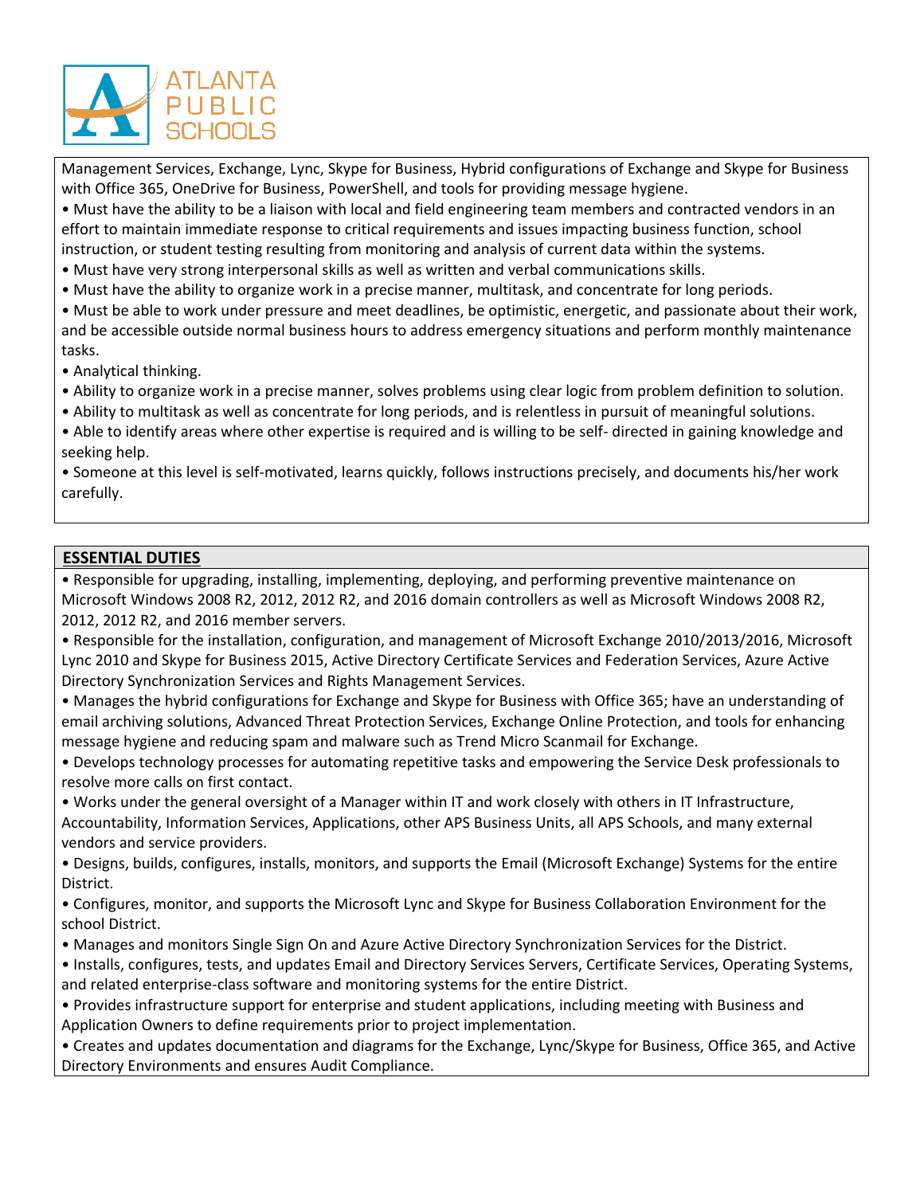Management Services, Exchange, Lync, Skype for Business, Hybrid configurations of Exchange and Skype for Business with Office 365, OneDrive for Business, PowerShell, and tools for providing message hygiene.

- Must have the ability to be a liaison with local and field engineering team members and contracted vendors in an effort to maintain immediate response to critical requirements and issues impacting business function, school instruction, or student testing resulting from monitoring and analysis of current data within the systems.
- Must have very strong interpersonal skills as well as written and verbal communications skills.
- Must have the ability to organize work in a precise manner, multitask, and concentrate for long periods.
- Must be able to work under pressure and meet deadlines, be optimistic, energetic, and passionate about their work, and be accessible outside normal business hours to address emergency situations and perform monthly maintenance tasks.
- Analytical thinking.
- Ability to organize work in a precise manner, solves problems using clear logic from problem definition to solution.
- Ability to multitask as well as concentrate for long periods, and is relentless in pursuit of meaningful solutions.
- Able to identify areas where other expertise is required and is willing to be self- directed in gaining knowledge and seeking help.
- Someone at this level is self-motivated, learns quickly, follows instructions precisely, and documents his/her work carefully.

## ESSENTIAL DUTIES

- Responsible for upgrading, installing, implementing, deploying, and performing preventive maintenance on Microsoft Windows 2008 R2, 2012, 2012 R2, and 2016 domain controllers as well as Microsoft Windows 2008 R2, 2012, 2012 R2, and 2016 member servers.
- Responsible for the installation, configuration, and management of Microsoft Exchange 2010/2013/2016, Microsoft Lync 2010 and Skype for Business 2015, Active Directory Certificate Services and Federation Services, Azure Active Directory Synchronization Services and Rights Management Services.
- Manages the hybrid configurations for Exchange and Skype for Business with Office 365; have an understanding of email archiving solutions, Advanced Threat Protection Services, Exchange Online Protection, and tools for enhancing message hygiene and reducing spam and malware such as Trend Micro Scanmail for Exchange.
- Develops technology processes for automating repetitive tasks and empowering the Service Desk professionals to resolve more calls on first contact.
- Works under the general oversight of a Manager within IT and work closely with others in IT Infrastructure, Accountability, Information Services, Applications, other APS Business Units, all APS Schools, and many external vendors and service providers.
- Designs, builds, configures, installs, monitors, and supports the Email (Microsoft Exchange) Systems for the entire District.
- Configures, monitor, and supports the Microsoft Lync and Skype for Business Collaboration Environment for the school District.
- Manages and monitors Single Sign On and Azure Active Directory Synchronization Services for the District.
- Installs, configures, tests, and updates Email and Directory Services Servers, Certificate Services, Operating Systems, and related enterprise-class software and monitoring systems for the entire District.
- Provides infrastructure support for enterprise and student applications, including meeting with Business and Application Owners to define requirements prior to project implementation.
- Creates and updates documentation and diagrams for the Exchange, Lync/Skype for Business, Office 365, and Active Directory Environments and ensures Audit Compliance.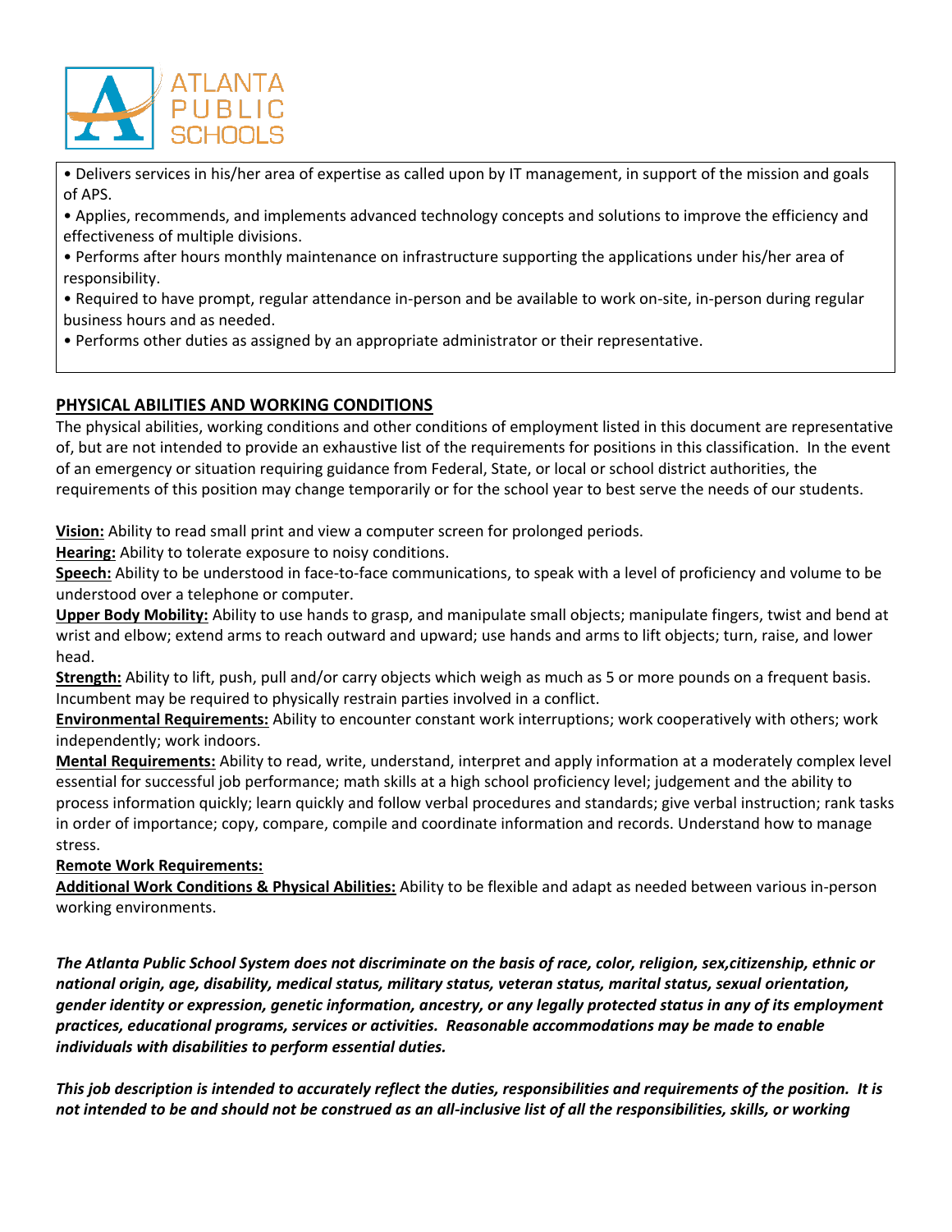- Delivers services in his/her area of expertise as called upon by IT management, in support of the mission and goals of APS.
- Applies, recommends, and implements advanced technology concepts and solutions to improve the efficiency and effectiveness of multiple divisions.
- Performs after hours monthly maintenance on infrastructure supporting the applications under his/her area of responsibility.
- Required to have prompt, regular attendance in-person and be available to work on-site, in-person during regular business hours and as needed.
- Performs other duties as assigned by an appropriate administrator or their representative.

## PHYSICAL ABILITIES AND WORKING CONDITIONS

The physical abilities, working conditions and other conditions of employment listed in this document are representative of, but are not intended to provide an exhaustive list of the requirements for positions in this classification. In the event of an emergency or situation requiring guidance from Federal, State, or local or school district authorities, the requirements of this position may change temporarily or for the school year to best serve the needs of our students.

**Vision:** Ability to read small print and view a computer screen for prolonged periods.
**Hearing:** Ability to tolerate exposure to noisy conditions.
**Speech:** Ability to be understood in face-to-face communications, to speak with a level of proficiency and volume to be understood over a telephone or computer.
**Upper Body Mobility:** Ability to use hands to grasp, and manipulate small objects; manipulate fingers, twist and bend at wrist and elbow; extend arms to reach outward and upward; use hands and arms to lift objects; turn, raise, and lower head.
**Strength:** Ability to lift, push, pull and/or carry objects which weigh as much as 5 or more pounds on a frequent basis. Incumbent may be required to physically restrain parties involved in a conflict.
**Environmental Requirements:** Ability to encounter constant work interruptions; work cooperatively with others; work independently; work indoors.
**Mental Requirements:** Ability to read, write, understand, interpret and apply information at a moderately complex level essential for successful job performance; math skills at a high school proficiency level; judgement and the ability to process information quickly; learn quickly and follow verbal procedures and standards; give verbal instruction; rank tasks in order of importance; copy, compare, compile and coordinate information and records. Understand how to manage stress.
**Remote Work Requirements:**
**Additional Work Conditions & Physical Abilities:** Ability to be flexible and adapt as needed between various in-person working environments.

***The Atlanta Public School System does not discriminate on the basis of race, color, religion, sex,citizenship, ethnic or national origin, age, disability, medical status, military status, veteran status, marital status, sexual orientation, gender identity or expression, genetic information, ancestry, or any legally protected status in any of its employment practices, educational programs, services or activities. Reasonable accommodations may be made to enable individuals with disabilities to perform essential duties.***

***This job description is intended to accurately reflect the duties, responsibilities and requirements of the position. It is not intended to be and should not be construed as an all-inclusive list of all the responsibilities, skills, or working***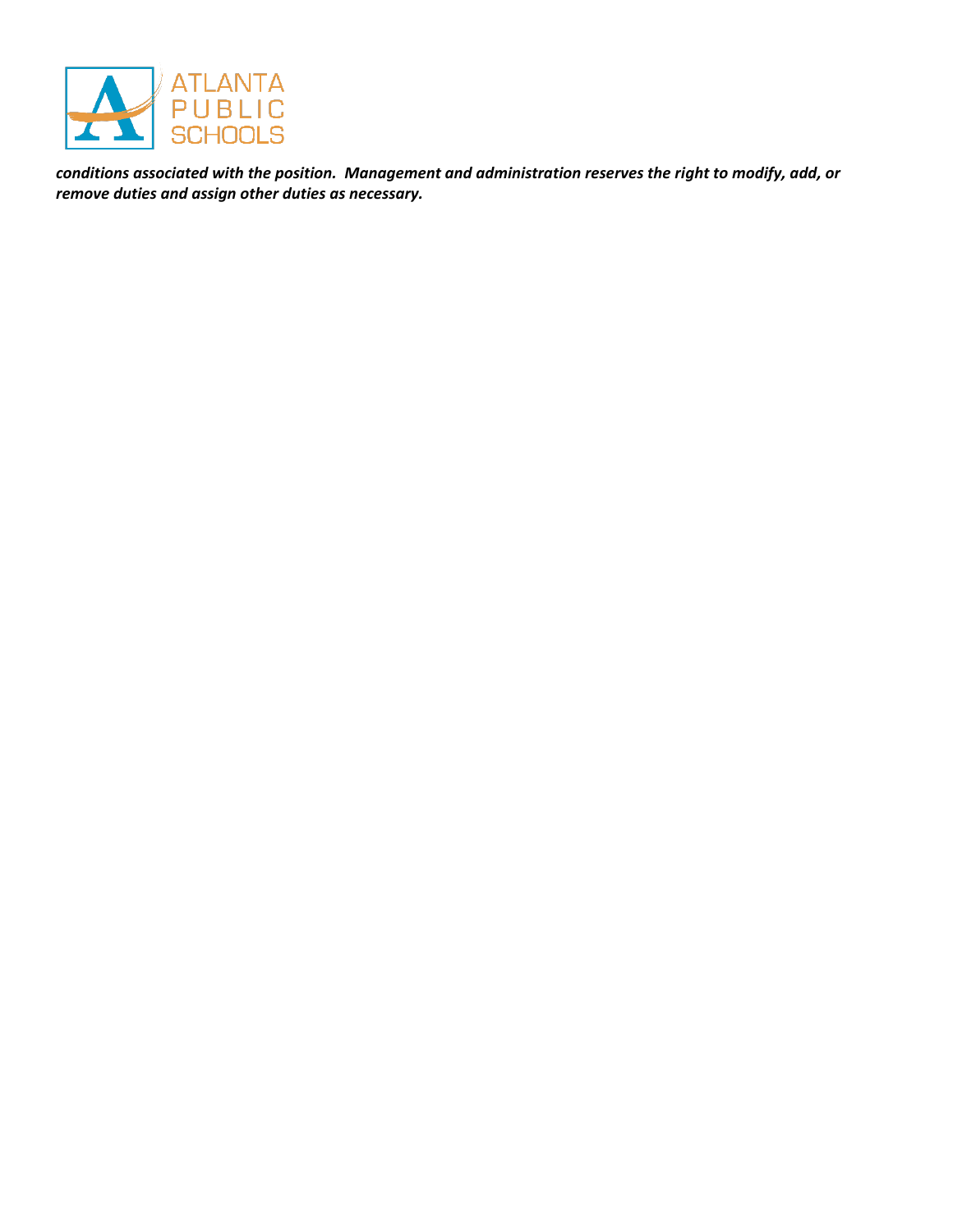***conditions associated with the position. Management and administration reserves the right to modify, add, or remove duties and assign other duties as necessary.***